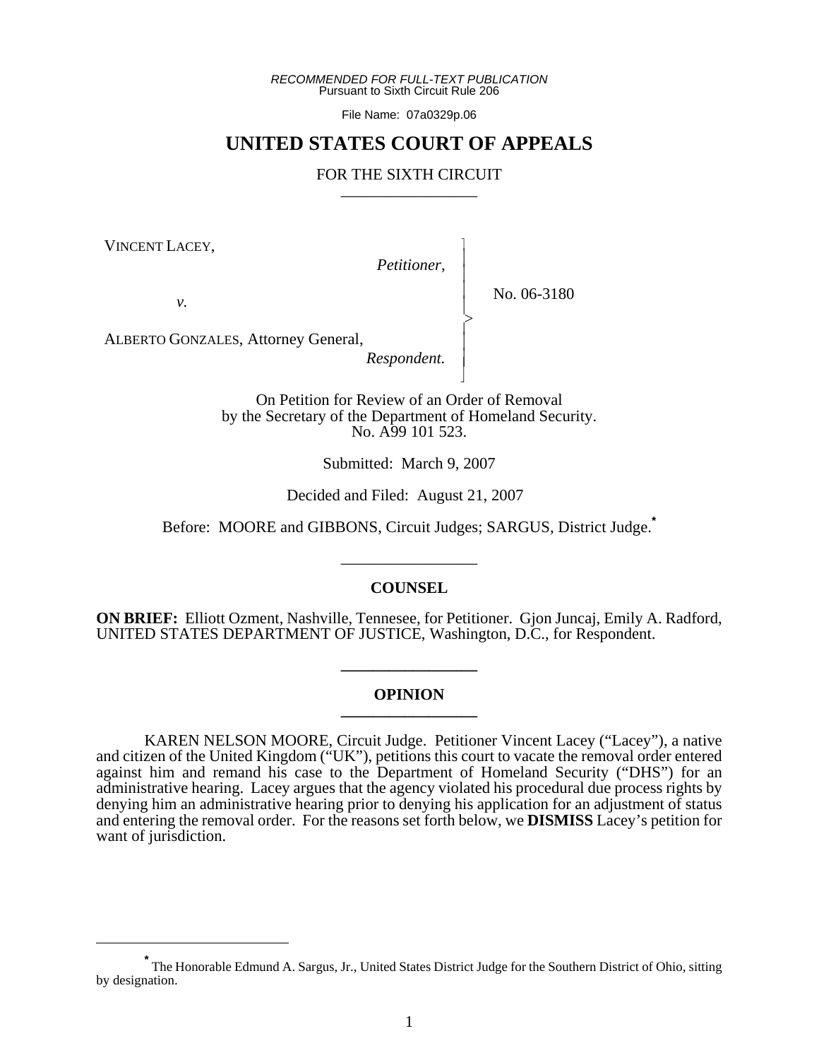*RECOMMENDED FOR FULL-TEXT PUBLICATION*
Pursuant to Sixth Circuit Rule 206

File Name: 07a0329p.06

# UNITED STATES COURT OF APPEALS

FOR THE SIXTH CIRCUIT

---

VINCENT LACEY,
*Petitioner,*

*v.*

ALBERTO GONZALES, Attorney General,
*Respondent.*

No. 06-3180

On Petition for Review of an Order of Removal by the Secretary of the Department of Homeland Security.
No. A99 101 523.

Submitted: March 9, 2007

Decided and Filed: August 21, 2007

Before: MOORE and GIBBONS, Circuit Judges; SARGUS, District Judge.[*]

---

## COUNSEL

**ON BRIEF:** Elliott Ozment, Nashville, Tennesee, for Petitioner. Gjon Juncaj, Emily A. Radford, UNITED STATES DEPARTMENT OF JUSTICE, Washington, D.C., for Respondent.

---

## OPINION

---

KAREN NELSON MOORE, Circuit Judge. Petitioner Vincent Lacey ("Lacey"), a native and citizen of the United Kingdom ("UK"), petitions this court to vacate the removal order entered against him and remand his case to the Department of Homeland Security ("DHS") for an administrative hearing. Lacey argues that the agency violated his procedural due process rights by denying him an administrative hearing prior to denying his application for an adjustment of status and entering the removal order. For the reasons set forth below, we **DISMISS** Lacey's petition for want of jurisdiction.

---

[*] The Honorable Edmund A. Sargus, Jr., United States District Judge for the Southern District of Ohio, sitting by designation.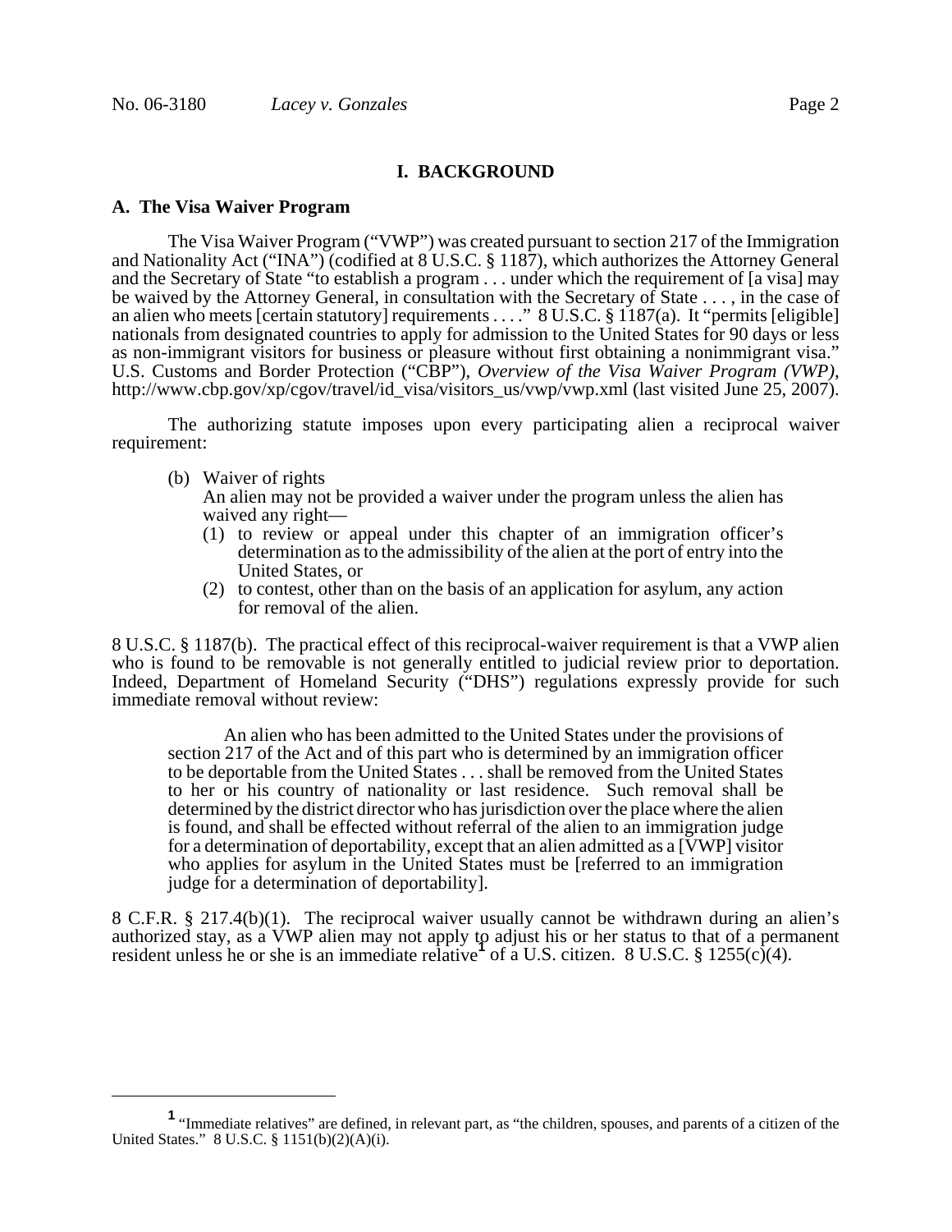## I. BACKGROUND

### A. The Visa Waiver Program

The Visa Waiver Program ("VWP") was created pursuant to section 217 of the Immigration and Nationality Act ("INA") (codified at 8 U.S.C. § 1187), which authorizes the Attorney General and the Secretary of State "to establish a program . . . under which the requirement of [a visa] may be waived by the Attorney General, in consultation with the Secretary of State . . . , in the case of an alien who meets [certain statutory] requirements . . . ." 8 U.S.C. § 1187(a). It "permits [eligible] nationals from designated countries to apply for admission to the United States for 90 days or less as non-immigrant visitors for business or pleasure without first obtaining a nonimmigrant visa." U.S. Customs and Border Protection ("CBP"), *Overview of the Visa Waiver Program (VWP)*, http://www.cbp.gov/xp/cgov/travel/id_visa/visitors_us/vwp/vwp.xml (last visited June 25, 2007).

The authorizing statute imposes upon every participating alien a reciprocal waiver requirement:

> (b) Waiver of rights
> An alien may not be provided a waiver under the program unless the alien has waived any right—
> (1) to review or appeal under this chapter of an immigration officer's determination as to the admissibility of the alien at the port of entry into the United States, or
> (2) to contest, other than on the basis of an application for asylum, any action for removal of the alien.

8 U.S.C. § 1187(b). The practical effect of this reciprocal-waiver requirement is that a VWP alien who is found to be removable is not generally entitled to judicial review prior to deportation. Indeed, Department of Homeland Security ("DHS") regulations expressly provide for such immediate removal without review:

> An alien who has been admitted to the United States under the provisions of section 217 of the Act and of this part who is determined by an immigration officer to be deportable from the United States . . . shall be removed from the United States to her or his country of nationality or last residence. Such removal shall be determined by the district director who has jurisdiction over the place where the alien is found, and shall be effected without referral of the alien to an immigration judge for a determination of deportability, except that an alien admitted as a [VWP] visitor who applies for asylum in the United States must be [referred to an immigration judge for a determination of deportability].

8 C.F.R. § 217.4(b)(1). The reciprocal waiver usually cannot be withdrawn during an alien's authorized stay, as a VWP alien may not apply to adjust his or her status to that of a permanent resident unless he or she is an immediate relative[1] of a U.S. citizen. 8 U.S.C. § 1255(c)(4).

---

[1] "Immediate relatives" are defined, in relevant part, as "the children, spouses, and parents of a citizen of the United States." 8 U.S.C. § 1151(b)(2)(A)(i).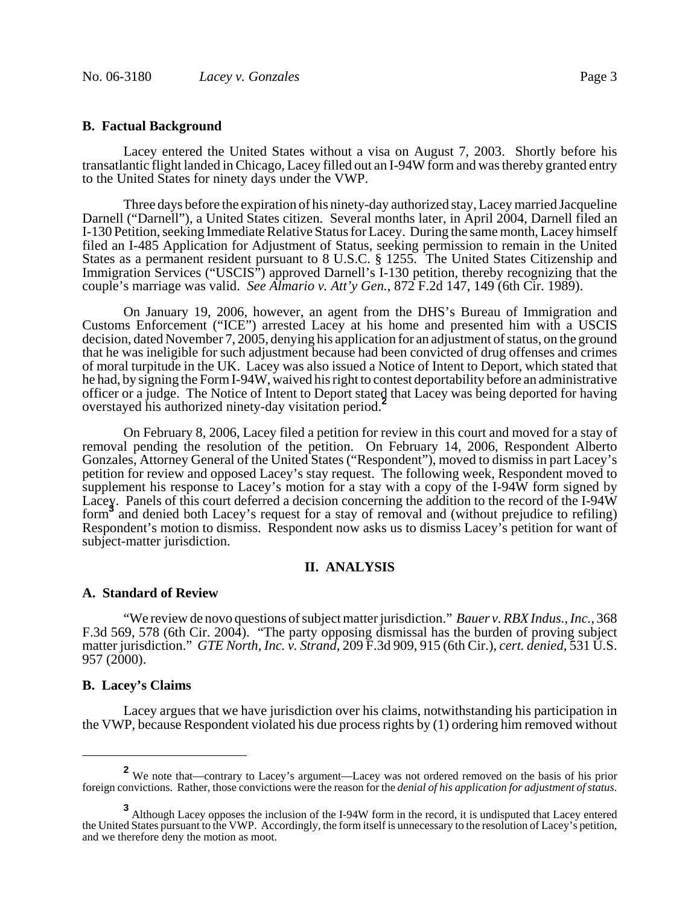### B. Factual Background

Lacey entered the United States without a visa on August 7, 2003. Shortly before his transatlantic flight landed in Chicago, Lacey filled out an I-94W form and was thereby granted entry to the United States for ninety days under the VWP.

Three days before the expiration of his ninety-day authorized stay, Lacey married Jacqueline Darnell ("Darnell"), a United States citizen. Several months later, in April 2004, Darnell filed an I-130 Petition, seeking Immediate Relative Status for Lacey. During the same month, Lacey himself filed an I-485 Application for Adjustment of Status, seeking permission to remain in the United States as a permanent resident pursuant to 8 U.S.C. § 1255. The United States Citizenship and Immigration Services ("USCIS") approved Darnell's I-130 petition, thereby recognizing that the couple's marriage was valid. *See Almario v. Att'y Gen.*, 872 F.2d 147, 149 (6th Cir. 1989).

On January 19, 2006, however, an agent from the DHS's Bureau of Immigration and Customs Enforcement ("ICE") arrested Lacey at his home and presented him with a USCIS decision, dated November 7, 2005, denying his application for an adjustment of status, on the ground that he was ineligible for such adjustment because had been convicted of drug offenses and crimes of moral turpitude in the UK. Lacey was also issued a Notice of Intent to Deport, which stated that he had, by signing the Form I-94W, waived his right to contest deportability before an administrative officer or a judge. The Notice of Intent to Deport stated that Lacey was being deported for having overstayed his authorized ninety-day visitation period.[2]

On February 8, 2006, Lacey filed a petition for review in this court and moved for a stay of removal pending the resolution of the petition. On February 14, 2006, Respondent Alberto Gonzales, Attorney General of the United States ("Respondent"), moved to dismiss in part Lacey's petition for review and opposed Lacey's stay request. The following week, Respondent moved to supplement his response to Lacey's motion for a stay with a copy of the I-94W form signed by Lacey. Panels of this court deferred a decision concerning the addition to the record of the I-94W form[3] and denied both Lacey's request for a stay of removal and (without prejudice to refiling) Respondent's motion to dismiss. Respondent now asks us to dismiss Lacey's petition for want of subject-matter jurisdiction.

## II. ANALYSIS

### A. Standard of Review

"We review de novo questions of subject matter jurisdiction." *Bauer v. RBX Indus., Inc.*, 368 F.3d 569, 578 (6th Cir. 2004). "The party opposing dismissal has the burden of proving subject matter jurisdiction." *GTE North, Inc. v. Strand*, 209 F.3d 909, 915 (6th Cir.), *cert. denied*, 531 U.S. 957 (2000).

### B. Lacey's Claims

Lacey argues that we have jurisdiction over his claims, notwithstanding his participation in the VWP, because Respondent violated his due process rights by (1) ordering him removed without

---

[2] We note that—contrary to Lacey's argument—Lacey was not ordered removed on the basis of his prior foreign convictions. Rather, those convictions were the reason for the *denial of his application for adjustment of status*.

[3] Although Lacey opposes the inclusion of the I-94W form in the record, it is undisputed that Lacey entered the United States pursuant to the VWP. Accordingly, the form itself is unnecessary to the resolution of Lacey's petition, and we therefore deny the motion as moot.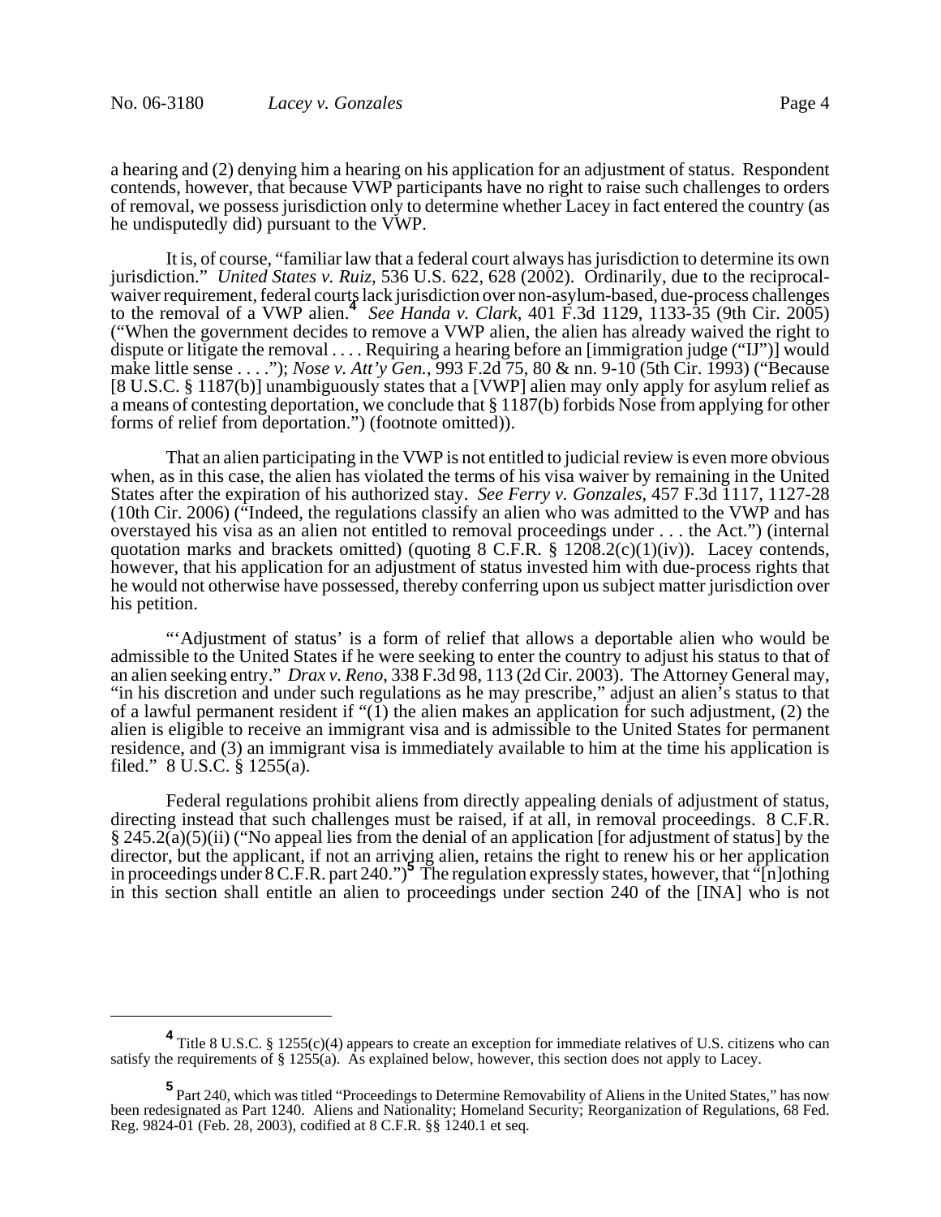a hearing and (2) denying him a hearing on his application for an adjustment of status. Respondent contends, however, that because VWP participants have no right to raise such challenges to orders of removal, we possess jurisdiction only to determine whether Lacey in fact entered the country (as he undisputedly did) pursuant to the VWP.

It is, of course, "familiar law that a federal court always has jurisdiction to determine its own jurisdiction." *United States v. Ruiz*, 536 U.S. 622, 628 (2002). Ordinarily, due to the reciprocal-waiver requirement, federal courts lack jurisdiction over non-asylum-based, due-process challenges to the removal of a VWP alien.[4] *See Handa v. Clark*, 401 F.3d 1129, 1133-35 (9th Cir. 2005) ("When the government decides to remove a VWP alien, the alien has already waived the right to dispute or litigate the removal . . . . Requiring a hearing before an [immigration judge ("IJ")] would make little sense . . . ."); *Nose v. Att'y Gen.*, 993 F.2d 75, 80 & nn. 9-10 (5th Cir. 1993) ("Because [8 U.S.C. § 1187(b)] unambiguously states that a [VWP] alien may only apply for asylum relief as a means of contesting deportation, we conclude that § 1187(b) forbids Nose from applying for other forms of relief from deportation.") (footnote omitted)).

That an alien participating in the VWP is not entitled to judicial review is even more obvious when, as in this case, the alien has violated the terms of his visa waiver by remaining in the United States after the expiration of his authorized stay. *See Ferry v. Gonzales*, 457 F.3d 1117, 1127-28 (10th Cir. 2006) ("Indeed, the regulations classify an alien who was admitted to the VWP and has overstayed his visa as an alien not entitled to removal proceedings under . . . the Act.") (internal quotation marks and brackets omitted) (quoting 8 C.F.R. § 1208.2(c)(1)(iv)). Lacey contends, however, that his application for an adjustment of status invested him with due-process rights that he would not otherwise have possessed, thereby conferring upon us subject matter jurisdiction over his petition.

"'Adjustment of status' is a form of relief that allows a deportable alien who would be admissible to the United States if he were seeking to enter the country to adjust his status to that of an alien seeking entry." *Drax v. Reno*, 338 F.3d 98, 113 (2d Cir. 2003). The Attorney General may, "in his discretion and under such regulations as he may prescribe," adjust an alien's status to that of a lawful permanent resident if "(1) the alien makes an application for such adjustment, (2) the alien is eligible to receive an immigrant visa and is admissible to the United States for permanent residence, and (3) an immigrant visa is immediately available to him at the time his application is filed." 8 U.S.C. § 1255(a).

Federal regulations prohibit aliens from directly appealing denials of adjustment of status, directing instead that such challenges must be raised, if at all, in removal proceedings. 8 C.F.R. § 245.2(a)(5)(ii) ("No appeal lies from the denial of an application [for adjustment of status] by the director, but the applicant, if not an arriving alien, retains the right to renew his or her application in proceedings under 8 C.F.R. part 240.")[5] The regulation expressly states, however, that "[n]othing in this section shall entitle an alien to proceedings under section 240 of the [INA] who is not

---

[4] Title 8 U.S.C. § 1255(c)(4) appears to create an exception for immediate relatives of U.S. citizens who can satisfy the requirements of § 1255(a). As explained below, however, this section does not apply to Lacey.

[5] Part 240, which was titled "Proceedings to Determine Removability of Aliens in the United States," has now been redesignated as Part 1240. Aliens and Nationality; Homeland Security; Reorganization of Regulations, 68 Fed. Reg. 9824-01 (Feb. 28, 2003), codified at 8 C.F.R. §§ 1240.1 et seq.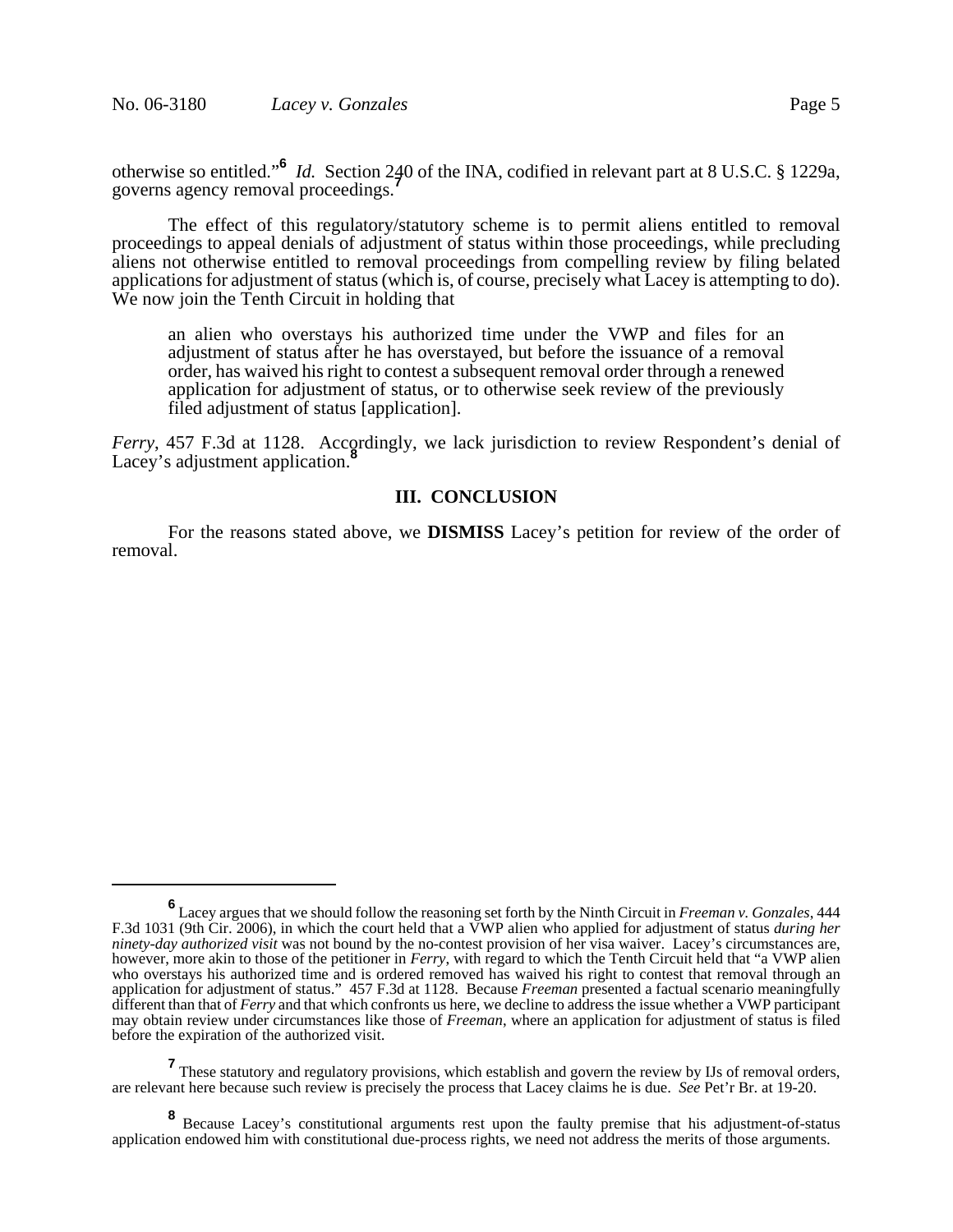otherwise so entitled."[6] *Id.* Section 240 of the INA, codified in relevant part at 8 U.S.C. § 1229a, governs agency removal proceedings.[7]

The effect of this regulatory/statutory scheme is to permit aliens entitled to removal proceedings to appeal denials of adjustment of status within those proceedings, while precluding aliens not otherwise entitled to removal proceedings from compelling review by filing belated applications for adjustment of status (which is, of course, precisely what Lacey is attempting to do). We now join the Tenth Circuit in holding that

> an alien who overstays his authorized time under the VWP and files for an adjustment of status after he has overstayed, but before the issuance of a removal order, has waived his right to contest a subsequent removal order through a renewed application for adjustment of status, or to otherwise seek review of the previously filed adjustment of status [application].

*Ferry*, 457 F.3d at 1128. Accordingly, we lack jurisdiction to review Respondent's denial of Lacey's adjustment application.[8]

## III. CONCLUSION

For the reasons stated above, we **DISMISS** Lacey's petition for review of the order of removal.

---

[6] Lacey argues that we should follow the reasoning set forth by the Ninth Circuit in *Freeman v. Gonzales*, 444 F.3d 1031 (9th Cir. 2006), in which the court held that a VWP alien who applied for adjustment of status *during her ninety-day authorized visit* was not bound by the no-contest provision of her visa waiver. Lacey's circumstances are, however, more akin to those of the petitioner in *Ferry*, with regard to which the Tenth Circuit held that "a VWP alien who overstays his authorized time and is ordered removed has waived his right to contest that removal through an application for adjustment of status." 457 F.3d at 1128. Because *Freeman* presented a factual scenario meaningfully different than that of *Ferry* and that which confronts us here, we decline to address the issue whether a VWP participant may obtain review under circumstances like those of *Freeman*, where an application for adjustment of status is filed before the expiration of the authorized visit.

[7] These statutory and regulatory provisions, which establish and govern the review by IJs of removal orders, are relevant here because such review is precisely the process that Lacey claims he is due. *See* Pet'r Br. at 19-20.

[8] Because Lacey's constitutional arguments rest upon the faulty premise that his adjustment-of-status application endowed him with constitutional due-process rights, we need not address the merits of those arguments.